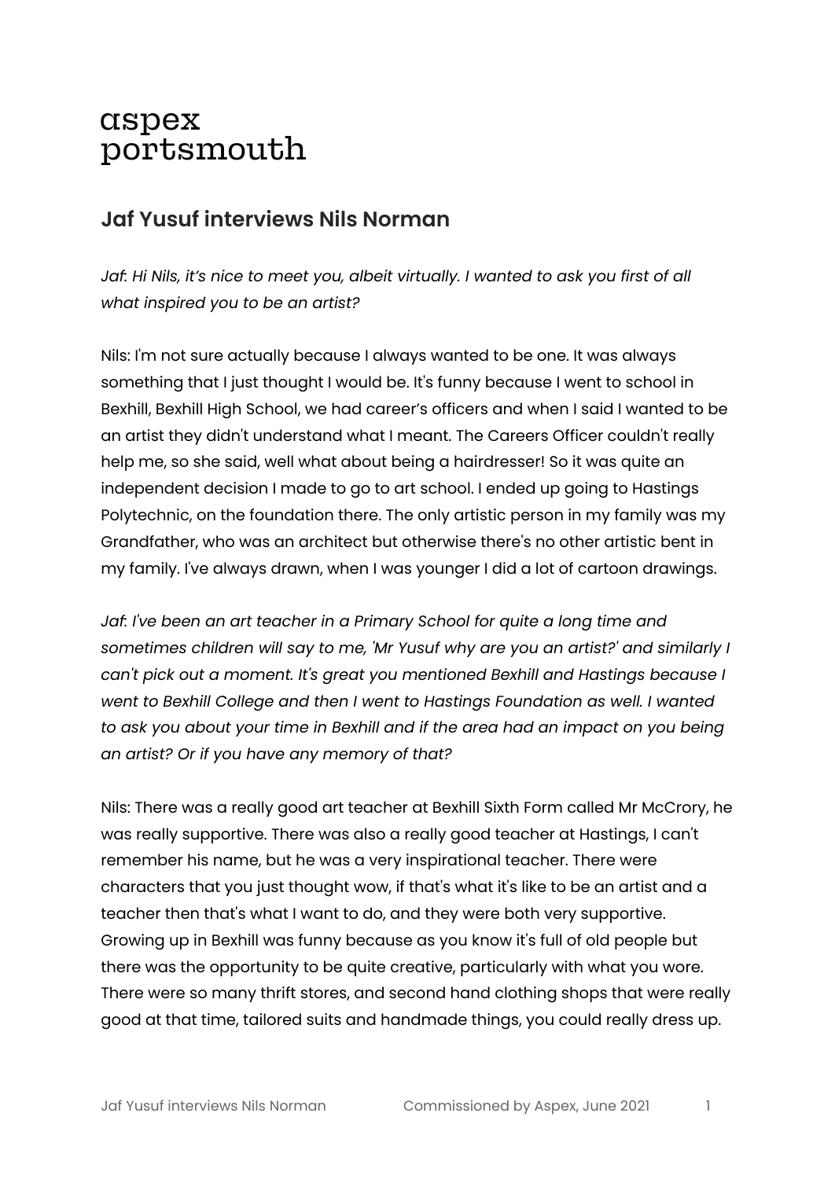aspex
portsmouth

## Jaf Yusuf interviews Nils Norman

*Jaf: Hi Nils, it's nice to meet you, albeit virtually. I wanted to ask you first of all what inspired you to be an artist?*

Nils: I'm not sure actually because I always wanted to be one. It was always something that I just thought I would be. It's funny because I went to school in Bexhill, Bexhill High School, we had career's officers and when I said I wanted to be an artist they didn't understand what I meant. The Careers Officer couldn't really help me, so she said, well what about being a hairdresser! So it was quite an independent decision I made to go to art school. I ended up going to Hastings Polytechnic, on the foundation there. The only artistic person in my family was my Grandfather, who was an architect but otherwise there's no other artistic bent in my family. I've always drawn, when I was younger I did a lot of cartoon drawings.

*Jaf: I've been an art teacher in a Primary School for quite a long time and sometimes children will say to me, 'Mr Yusuf why are you an artist?' and similarly I can't pick out a moment. It's great you mentioned Bexhill and Hastings because I went to Bexhill College and then I went to Hastings Foundation as well. I wanted to ask you about your time in Bexhill and if the area had an impact on you being an artist? Or if you have any memory of that?*

Nils: There was a really good art teacher at Bexhill Sixth Form called Mr McCrory, he was really supportive. There was also a really good teacher at Hastings, I can't remember his name, but he was a very inspirational teacher. There were characters that you just thought wow, if that's what it's like to be an artist and a teacher then that's what I want to do, and they were both very supportive. Growing up in Bexhill was funny because as you know it's full of old people but there was the opportunity to be quite creative, particularly with what you wore. There were so many thrift stores, and second hand clothing shops that were really good at that time, tailored suits and handmade things, you could really dress up.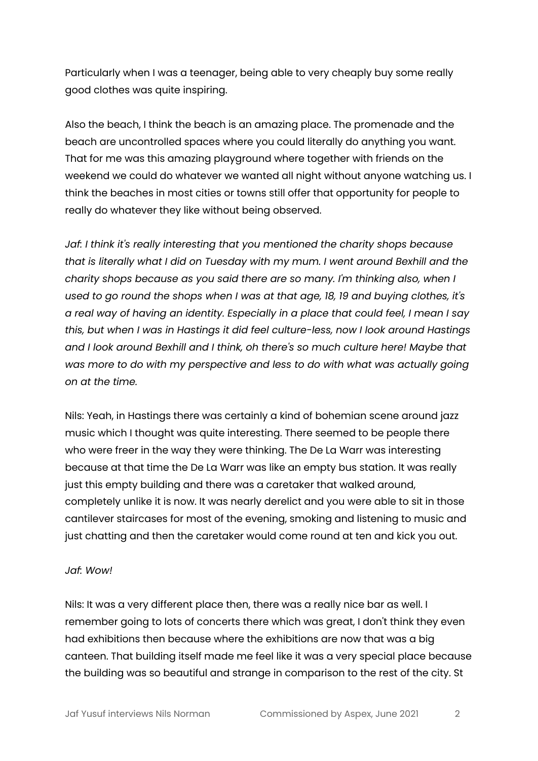Particularly when I was a teenager, being able to very cheaply buy some really good clothes was quite inspiring.

Also the beach, I think the beach is an amazing place. The promenade and the beach are uncontrolled spaces where you could literally do anything you want. That for me was this amazing playground where together with friends on the weekend we could do whatever we wanted all night without anyone watching us. I think the beaches in most cities or towns still offer that opportunity for people to really do whatever they like without being observed.

*Jaf: I think it's really interesting that you mentioned the charity shops because that is literally what I did on Tuesday with my mum. I went around Bexhill and the charity shops because as you said there are so many. I'm thinking also, when I used to go round the shops when I was at that age, 18, 19 and buying clothes, it's a real way of having an identity. Especially in a place that could feel, I mean I say this, but when I was in Hastings it did feel culture-less, now I look around Hastings and I look around Bexhill and I think, oh there's so much culture here! Maybe that was more to do with my perspective and less to do with what was actually going on at the time.*

Nils: Yeah, in Hastings there was certainly a kind of bohemian scene around jazz music which I thought was quite interesting. There seemed to be people there who were freer in the way they were thinking. The De La Warr was interesting because at that time the De La Warr was like an empty bus station. It was really just this empty building and there was a caretaker that walked around, completely unlike it is now. It was nearly derelict and you were able to sit in those cantilever staircases for most of the evening, smoking and listening to music and just chatting and then the caretaker would come round at ten and kick you out.

*Jaf: Wow!*

Nils: It was a very different place then, there was a really nice bar as well. I remember going to lots of concerts there which was great, I don't think they even had exhibitions then because where the exhibitions are now that was a big canteen. That building itself made me feel like it was a very special place because the building was so beautiful and strange in comparison to the rest of the city. St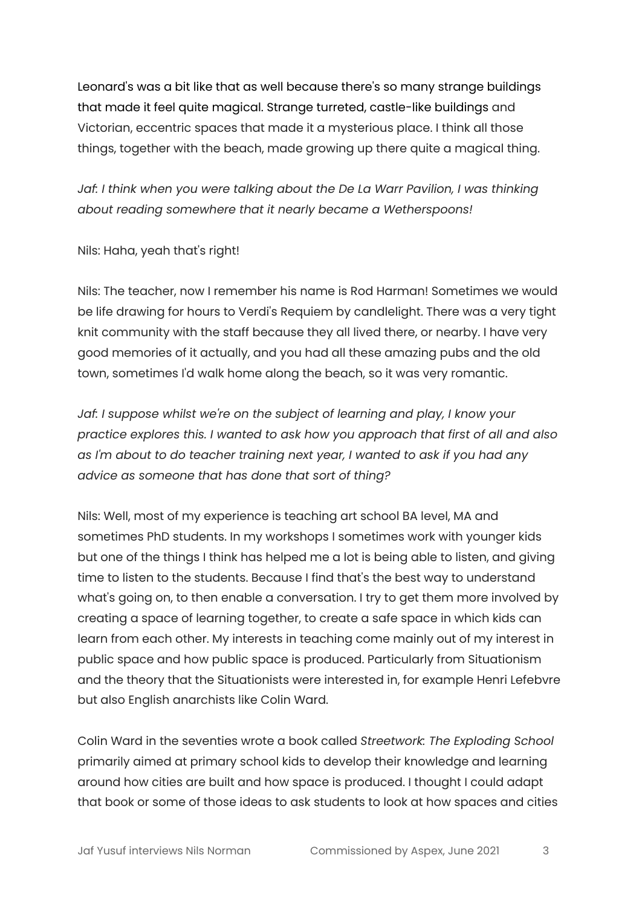Leonard's was a bit like that as well because there's so many strange buildings that made it feel quite magical. Strange turreted, castle-like buildings and Victorian, eccentric spaces that made it a mysterious place. I think all those things, together with the beach, made growing up there quite a magical thing.

*Jaf: I think when you were talking about the De La Warr Pavilion, I was thinking about reading somewhere that it nearly became a Wetherspoons!*

Nils: Haha, yeah that's right!

Nils: The teacher, now I remember his name is Rod Harman! Sometimes we would be life drawing for hours to Verdi's Requiem by candlelight. There was a very tight knit community with the staff because they all lived there, or nearby. I have very good memories of it actually, and you had all these amazing pubs and the old town, sometimes I'd walk home along the beach, so it was very romantic.

*Jaf: I suppose whilst we're on the subject of learning and play, I know your practice explores this. I wanted to ask how you approach that first of all and also as I'm about to do teacher training next year, I wanted to ask if you had any advice as someone that has done that sort of thing?*

Nils: Well, most of my experience is teaching art school BA level, MA and sometimes PhD students. In my workshops I sometimes work with younger kids but one of the things I think has helped me a lot is being able to listen, and giving time to listen to the students. Because I find that's the best way to understand what's going on, to then enable a conversation. I try to get them more involved by creating a space of learning together, to create a safe space in which kids can learn from each other. My interests in teaching come mainly out of my interest in public space and how public space is produced. Particularly from Situationism and the theory that the Situationists were interested in, for example Henri Lefebvre but also English anarchists like Colin Ward.

Colin Ward in the seventies wrote a book called *Streetwork: The Exploding School* primarily aimed at primary school kids to develop their knowledge and learning around how cities are built and how space is produced. I thought I could adapt that book or some of those ideas to ask students to look at how spaces and cities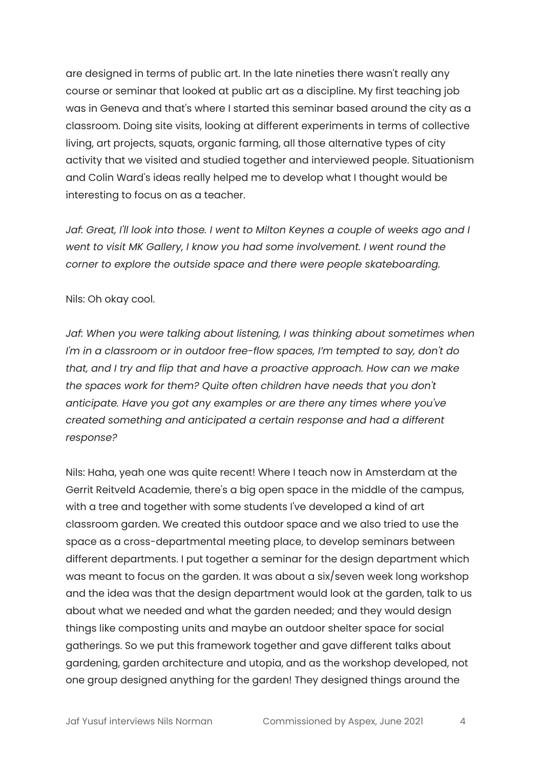are designed in terms of public art. In the late nineties there wasn't really any course or seminar that looked at public art as a discipline. My first teaching job was in Geneva and that's where I started this seminar based around the city as a classroom. Doing site visits, looking at different experiments in terms of collective living, art projects, squats, organic farming, all those alternative types of city activity that we visited and studied together and interviewed people. Situationism and Colin Ward's ideas really helped me to develop what I thought would be interesting to focus on as a teacher.

*Jaf: Great, I'll look into those. I went to Milton Keynes a couple of weeks ago and I went to visit MK Gallery, I know you had some involvement. I went round the corner to explore the outside space and there were people skateboarding.*

Nils: Oh okay cool.

*Jaf: When you were talking about listening, I was thinking about sometimes when I'm in a classroom or in outdoor free-flow spaces, I'm tempted to say, don't do that, and I try and flip that and have a proactive approach. How can we make the spaces work for them? Quite often children have needs that you don't anticipate. Have you got any examples or are there any times where you've created something and anticipated a certain response and had a different response?*

Nils: Haha, yeah one was quite recent! Where I teach now in Amsterdam at the Gerrit Reitveld Academie, there's a big open space in the middle of the campus, with a tree and together with some students I've developed a kind of art classroom garden. We created this outdoor space and we also tried to use the space as a cross-departmental meeting place, to develop seminars between different departments. I put together a seminar for the design department which was meant to focus on the garden. It was about a six/seven week long workshop and the idea was that the design department would look at the garden, talk to us about what we needed and what the garden needed; and they would design things like composting units and maybe an outdoor shelter space for social gatherings. So we put this framework together and gave different talks about gardening, garden architecture and utopia, and as the workshop developed, not one group designed anything for the garden! They designed things around the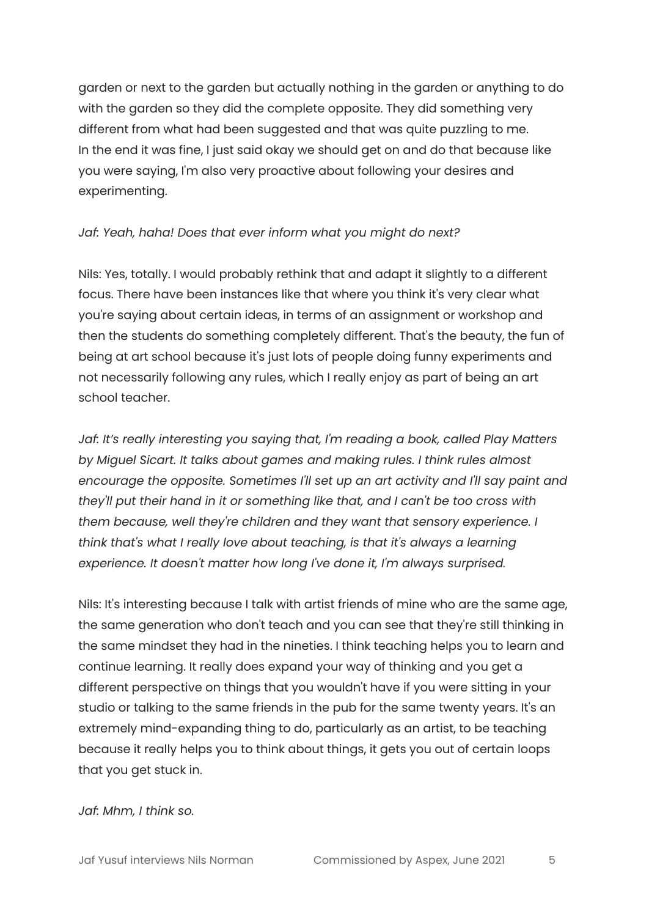garden or next to the garden but actually nothing in the garden or anything to do with the garden so they did the complete opposite. They did something very different from what had been suggested and that was quite puzzling to me. In the end it was fine, I just said okay we should get on and do that because like you were saying, I'm also very proactive about following your desires and experimenting.

*Jaf: Yeah, haha! Does that ever inform what you might do next?*

Nils: Yes, totally. I would probably rethink that and adapt it slightly to a different focus. There have been instances like that where you think it's very clear what you're saying about certain ideas, in terms of an assignment or workshop and then the students do something completely different. That's the beauty, the fun of being at art school because it's just lots of people doing funny experiments and not necessarily following any rules, which I really enjoy as part of being an art school teacher.

*Jaf: It's really interesting you saying that, I'm reading a book, called Play Matters by Miguel Sicart. It talks about games and making rules. I think rules almost encourage the opposite. Sometimes I'll set up an art activity and I'll say paint and they'll put their hand in it or something like that, and I can't be too cross with them because, well they're children and they want that sensory experience. I think that's what I really love about teaching, is that it's always a learning experience. It doesn't matter how long I've done it, I'm always surprised.*

Nils: It's interesting because I talk with artist friends of mine who are the same age, the same generation who don't teach and you can see that they're still thinking in the same mindset they had in the nineties. I think teaching helps you to learn and continue learning. It really does expand your way of thinking and you get a different perspective on things that you wouldn't have if you were sitting in your studio or talking to the same friends in the pub for the same twenty years. It's an extremely mind-expanding thing to do, particularly as an artist, to be teaching because it really helps you to think about things, it gets you out of certain loops that you get stuck in.

*Jaf: Mhm, I think so.*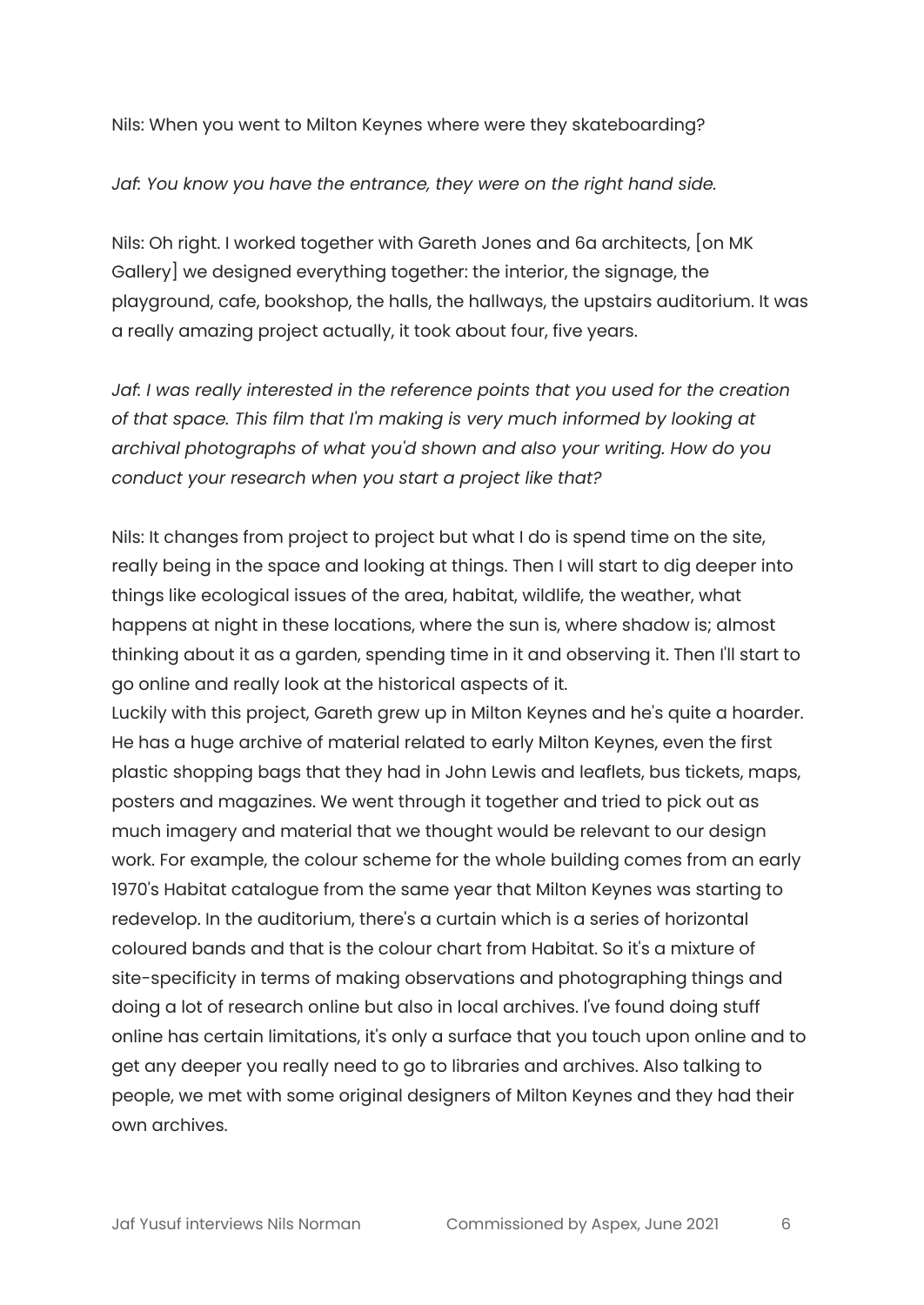Nils: When you went to Milton Keynes where were they skateboarding?

*Jaf: You know you have the entrance, they were on the right hand side.*

Nils: Oh right. I worked together with Gareth Jones and 6a architects, [on MK Gallery] we designed everything together: the interior, the signage, the playground, cafe, bookshop, the halls, the hallways, the upstairs auditorium. It was a really amazing project actually, it took about four, five years.

*Jaf: I was really interested in the reference points that you used for the creation of that space. This film that I'm making is very much informed by looking at archival photographs of what you'd shown and also your writing. How do you conduct your research when you start a project like that?*

Nils: It changes from project to project but what I do is spend time on the site, really being in the space and looking at things. Then I will start to dig deeper into things like ecological issues of the area, habitat, wildlife, the weather, what happens at night in these locations, where the sun is, where shadow is; almost thinking about it as a garden, spending time in it and observing it. Then I'll start to go online and really look at the historical aspects of it.
Luckily with this project, Gareth grew up in Milton Keynes and he's quite a hoarder. He has a huge archive of material related to early Milton Keynes, even the first plastic shopping bags that they had in John Lewis and leaflets, bus tickets, maps, posters and magazines. We went through it together and tried to pick out as much imagery and material that we thought would be relevant to our design work. For example, the colour scheme for the whole building comes from an early 1970's Habitat catalogue from the same year that Milton Keynes was starting to redevelop. In the auditorium, there's a curtain which is a series of horizontal coloured bands and that is the colour chart from Habitat. So it's a mixture of site-specificity in terms of making observations and photographing things and doing a lot of research online but also in local archives. I've found doing stuff online has certain limitations, it's only a surface that you touch upon online and to get any deeper you really need to go to libraries and archives. Also talking to people, we met with some original designers of Milton Keynes and they had their own archives.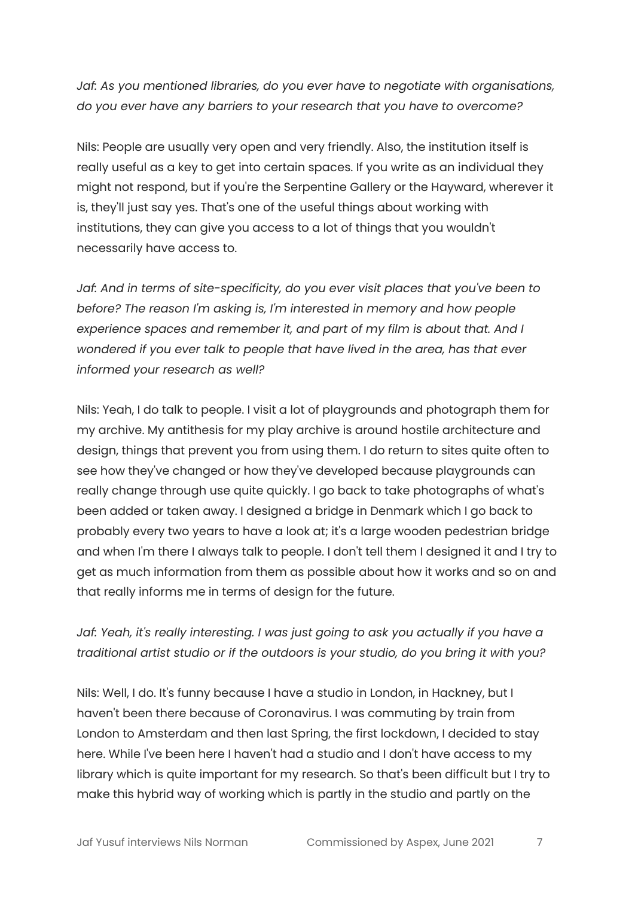*Jaf: As you mentioned libraries, do you ever have to negotiate with organisations, do you ever have any barriers to your research that you have to overcome?*

Nils: People are usually very open and very friendly. Also, the institution itself is really useful as a key to get into certain spaces. If you write as an individual they might not respond, but if you're the Serpentine Gallery or the Hayward, wherever it is, they'll just say yes. That's one of the useful things about working with institutions, they can give you access to a lot of things that you wouldn't necessarily have access to.

*Jaf: And in terms of site-specificity, do you ever visit places that you've been to before? The reason I'm asking is, I'm interested in memory and how people experience spaces and remember it, and part of my film is about that. And I wondered if you ever talk to people that have lived in the area, has that ever informed your research as well?*

Nils: Yeah, I do talk to people. I visit a lot of playgrounds and photograph them for my archive. My antithesis for my play archive is around hostile architecture and design, things that prevent you from using them. I do return to sites quite often to see how they've changed or how they've developed because playgrounds can really change through use quite quickly. I go back to take photographs of what's been added or taken away. I designed a bridge in Denmark which I go back to probably every two years to have a look at; it's a large wooden pedestrian bridge and when I'm there I always talk to people. I don't tell them I designed it and I try to get as much information from them as possible about how it works and so on and that really informs me in terms of design for the future.

*Jaf: Yeah, it's really interesting. I was just going to ask you actually if you have a traditional artist studio or if the outdoors is your studio, do you bring it with you?*

Nils: Well, I do. It's funny because I have a studio in London, in Hackney, but I haven't been there because of Coronavirus. I was commuting by train from London to Amsterdam and then last Spring, the first lockdown, I decided to stay here. While I've been here I haven't had a studio and I don't have access to my library which is quite important for my research. So that's been difficult but I try to make this hybrid way of working which is partly in the studio and partly on the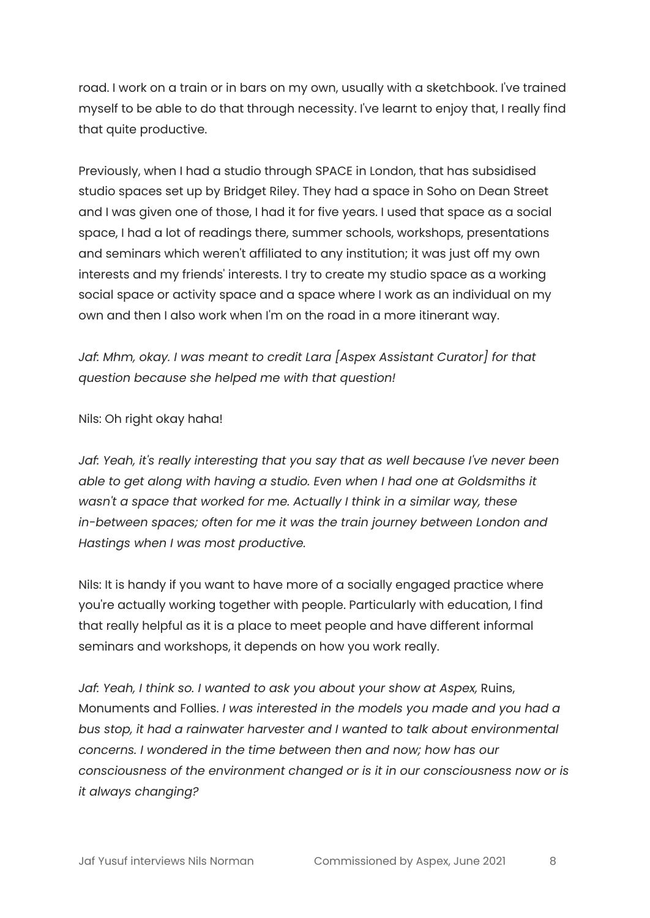road. I work on a train or in bars on my own, usually with a sketchbook. I've trained myself to be able to do that through necessity. I've learnt to enjoy that, I really find that quite productive.

Previously, when I had a studio through SPACE in London, that has subsidised studio spaces set up by Bridget Riley. They had a space in Soho on Dean Street and I was given one of those, I had it for five years. I used that space as a social space, I had a lot of readings there, summer schools, workshops, presentations and seminars which weren't affiliated to any institution; it was just off my own interests and my friends' interests. I try to create my studio space as a working social space or activity space and a space where I work as an individual on my own and then I also work when I'm on the road in a more itinerant way.

*Jaf: Mhm, okay. I was meant to credit Lara [Aspex Assistant Curator] for that question because she helped me with that question!*

Nils: Oh right okay haha!

*Jaf: Yeah, it's really interesting that you say that as well because I've never been able to get along with having a studio. Even when I had one at Goldsmiths it wasn't a space that worked for me. Actually I think in a similar way, these in-between spaces; often for me it was the train journey between London and Hastings when I was most productive.*

Nils: It is handy if you want to have more of a socially engaged practice where you're actually working together with people. Particularly with education, I find that really helpful as it is a place to meet people and have different informal seminars and workshops, it depends on how you work really.

*Jaf: Yeah, I think so. I wanted to ask you about your show at Aspex,* Ruins, Monuments and Follies. *I was interested in the models you made and you had a bus stop, it had a rainwater harvester and I wanted to talk about environmental concerns. I wondered in the time between then and now; how has our consciousness of the environment changed or is it in our consciousness now or is it always changing?*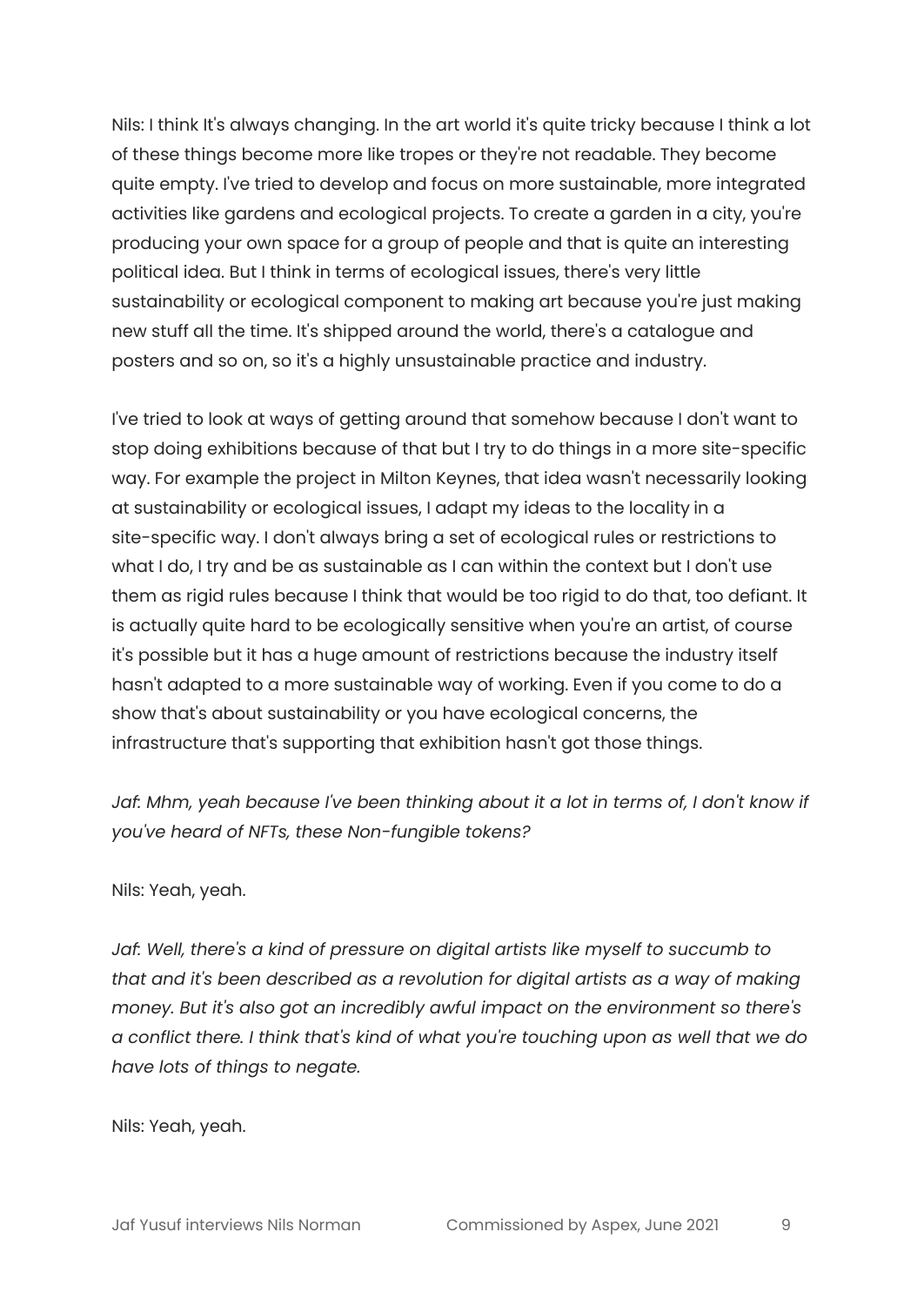Nils: I think It's always changing. In the art world it's quite tricky because I think a lot of these things become more like tropes or they're not readable. They become quite empty. I've tried to develop and focus on more sustainable, more integrated activities like gardens and ecological projects. To create a garden in a city, you're producing your own space for a group of people and that is quite an interesting political idea. But I think in terms of ecological issues, there's very little sustainability or ecological component to making art because you're just making new stuff all the time. It's shipped around the world, there's a catalogue and posters and so on, so it's a highly unsustainable practice and industry.

I've tried to look at ways of getting around that somehow because I don't want to stop doing exhibitions because of that but I try to do things in a more site-specific way. For example the project in Milton Keynes, that idea wasn't necessarily looking at sustainability or ecological issues, I adapt my ideas to the locality in a site-specific way. I don't always bring a set of ecological rules or restrictions to what I do, I try and be as sustainable as I can within the context but I don't use them as rigid rules because I think that would be too rigid to do that, too defiant. It is actually quite hard to be ecologically sensitive when you're an artist, of course it's possible but it has a huge amount of restrictions because the industry itself hasn't adapted to a more sustainable way of working. Even if you come to do a show that's about sustainability or you have ecological concerns, the infrastructure that's supporting that exhibition hasn't got those things.

*Jaf: Mhm, yeah because I've been thinking about it a lot in terms of, I don't know if you've heard of NFTs, these Non-fungible tokens?*

Nils: Yeah, yeah.

*Jaf: Well, there's a kind of pressure on digital artists like myself to succumb to that and it's been described as a revolution for digital artists as a way of making money. But it's also got an incredibly awful impact on the environment so there's a conflict there. I think that's kind of what you're touching upon as well that we do have lots of things to negate.*

Nils: Yeah, yeah.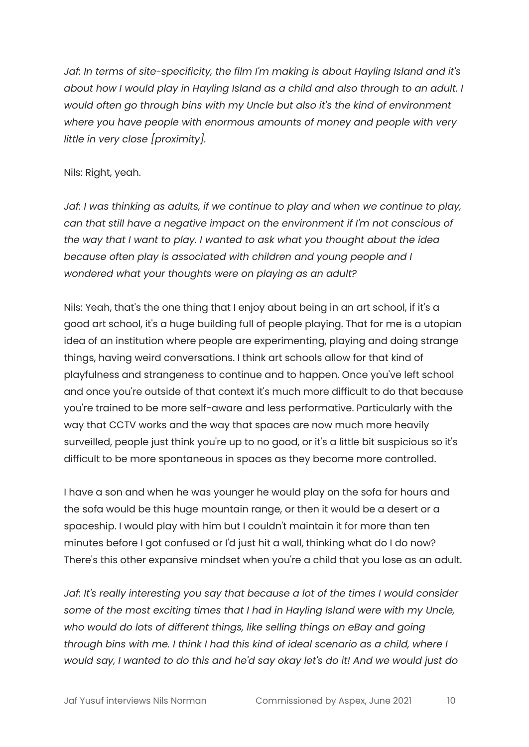*Jaf: In terms of site-specificity, the film I'm making is about Hayling Island and it's about how I would play in Hayling Island as a child and also through to an adult. I would often go through bins with my Uncle but also it's the kind of environment where you have people with enormous amounts of money and people with very little in very close [proximity].*

Nils: Right, yeah.

*Jaf: I was thinking as adults, if we continue to play and when we continue to play, can that still have a negative impact on the environment if I'm not conscious of the way that I want to play. I wanted to ask what you thought about the idea because often play is associated with children and young people and I wondered what your thoughts were on playing as an adult?*

Nils: Yeah, that's the one thing that I enjoy about being in an art school, if it's a good art school, it's a huge building full of people playing. That for me is a utopian idea of an institution where people are experimenting, playing and doing strange things, having weird conversations. I think art schools allow for that kind of playfulness and strangeness to continue and to happen. Once you've left school and once you're outside of that context it's much more difficult to do that because you're trained to be more self-aware and less performative. Particularly with the way that CCTV works and the way that spaces are now much more heavily surveilled, people just think you're up to no good, or it's a little bit suspicious so it's difficult to be more spontaneous in spaces as they become more controlled.

I have a son and when he was younger he would play on the sofa for hours and the sofa would be this huge mountain range, or then it would be a desert or a spaceship. I would play with him but I couldn't maintain it for more than ten minutes before I got confused or I'd just hit a wall, thinking what do I do now? There's this other expansive mindset when you're a child that you lose as an adult.

*Jaf: It's really interesting you say that because a lot of the times I would consider some of the most exciting times that I had in Hayling Island were with my Uncle, who would do lots of different things, like selling things on eBay and going through bins with me. I think I had this kind of ideal scenario as a child, where I would say, I wanted to do this and he'd say okay let's do it! And we would just do*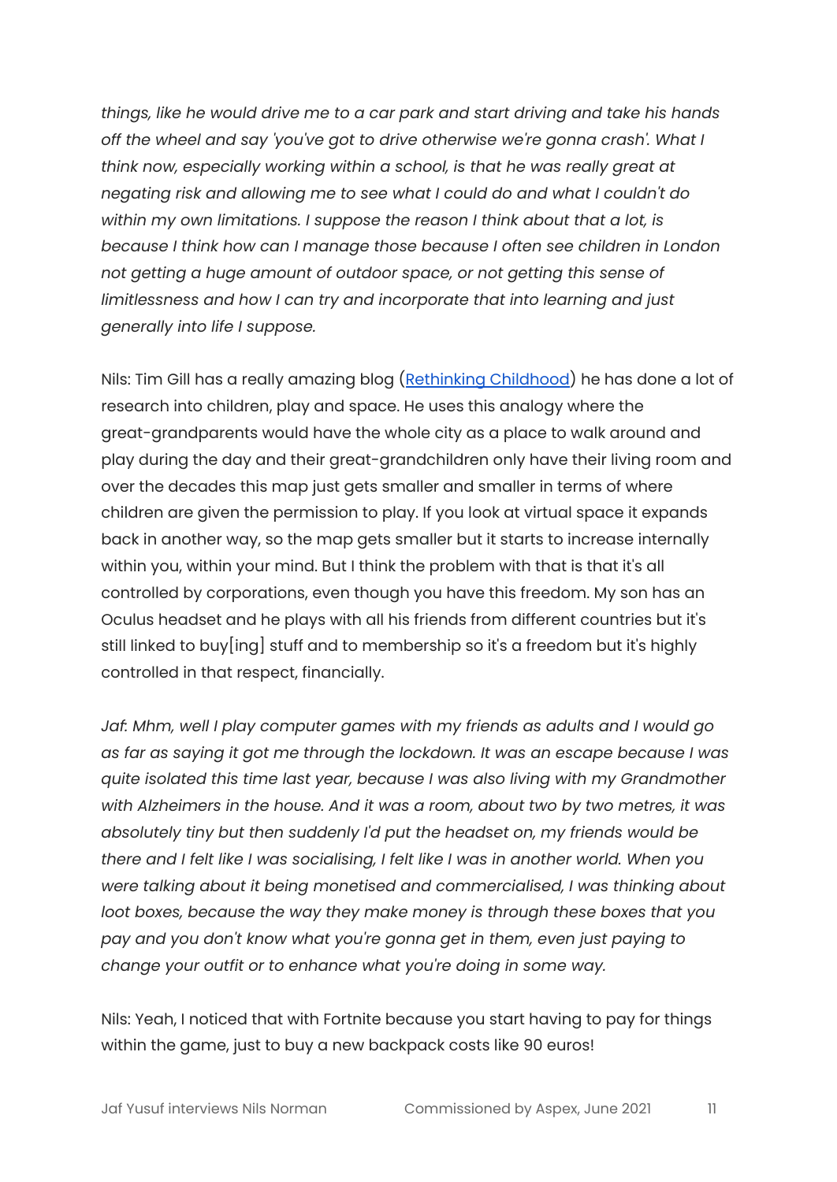*things, like he would drive me to a car park and start driving and take his hands off the wheel and say 'you've got to drive otherwise we're gonna crash'. What I think now, especially working within a school, is that he was really great at negating risk and allowing me to see what I could do and what I couldn't do within my own limitations. I suppose the reason I think about that a lot, is because I think how can I manage those because I often see children in London not getting a huge amount of outdoor space, or not getting this sense of limitlessness and how I can try and incorporate that into learning and just generally into life I suppose.*

Nils: Tim Gill has a really amazing blog ([Rethinking Childhood]) he has done a lot of research into children, play and space. He uses this analogy where the great-grandparents would have the whole city as a place to walk around and play during the day and their great-grandchildren only have their living room and over the decades this map just gets smaller and smaller in terms of where children are given the permission to play. If you look at virtual space it expands back in another way, so the map gets smaller but it starts to increase internally within you, within your mind. But I think the problem with that is that it's all controlled by corporations, even though you have this freedom. My son has an Oculus headset and he plays with all his friends from different countries but it's still linked to buy[ing] stuff and to membership so it's a freedom but it's highly controlled in that respect, financially.

*Jaf: Mhm, well I play computer games with my friends as adults and I would go as far as saying it got me through the lockdown. It was an escape because I was quite isolated this time last year, because I was also living with my Grandmother with Alzheimers in the house. And it was a room, about two by two metres, it was absolutely tiny but then suddenly I'd put the headset on, my friends would be there and I felt like I was socialising, I felt like I was in another world. When you were talking about it being monetised and commercialised, I was thinking about loot boxes, because the way they make money is through these boxes that you pay and you don't know what you're gonna get in them, even just paying to change your outfit or to enhance what you're doing in some way.*

Nils: Yeah, I noticed that with Fortnite because you start having to pay for things within the game, just to buy a new backpack costs like 90 euros!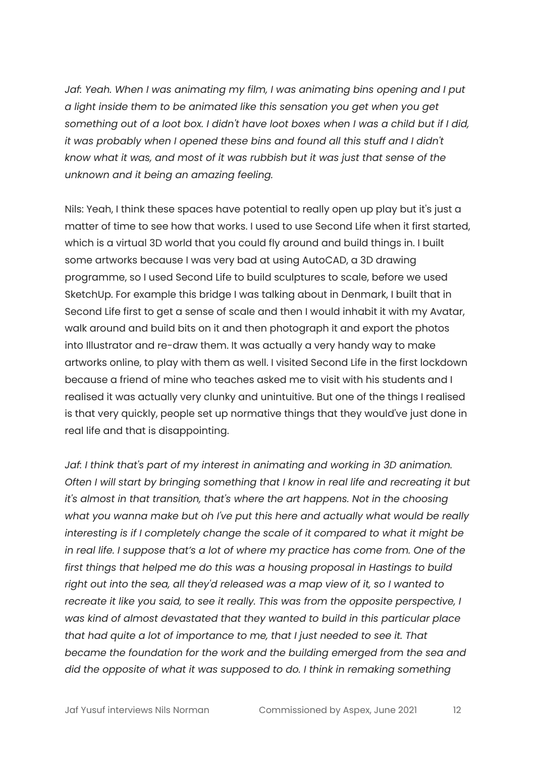*Jaf: Yeah. When I was animating my film, I was animating bins opening and I put a light inside them to be animated like this sensation you get when you get something out of a loot box. I didn't have loot boxes when I was a child but if I did, it was probably when I opened these bins and found all this stuff and I didn't know what it was, and most of it was rubbish but it was just that sense of the unknown and it being an amazing feeling.*

Nils: Yeah, I think these spaces have potential to really open up play but it's just a matter of time to see how that works. I used to use Second Life when it first started, which is a virtual 3D world that you could fly around and build things in. I built some artworks because I was very bad at using AutoCAD, a 3D drawing programme, so I used Second Life to build sculptures to scale, before we used SketchUp. For example this bridge I was talking about in Denmark, I built that in Second Life first to get a sense of scale and then I would inhabit it with my Avatar, walk around and build bits on it and then photograph it and export the photos into Illustrator and re-draw them. It was actually a very handy way to make artworks online, to play with them as well. I visited Second Life in the first lockdown because a friend of mine who teaches asked me to visit with his students and I realised it was actually very clunky and unintuitive. But one of the things I realised is that very quickly, people set up normative things that they would've just done in real life and that is disappointing.

*Jaf: I think that's part of my interest in animating and working in 3D animation. Often I will start by bringing something that I know in real life and recreating it but it's almost in that transition, that's where the art happens. Not in the choosing what you wanna make but oh I've put this here and actually what would be really interesting is if I completely change the scale of it compared to what it might be in real life. I suppose that's a lot of where my practice has come from. One of the first things that helped me do this was a housing proposal in Hastings to build right out into the sea, all they'd released was a map view of it, so I wanted to recreate it like you said, to see it really. This was from the opposite perspective, I was kind of almost devastated that they wanted to build in this particular place that had quite a lot of importance to me, that I just needed to see it. That became the foundation for the work and the building emerged from the sea and did the opposite of what it was supposed to do. I think in remaking something*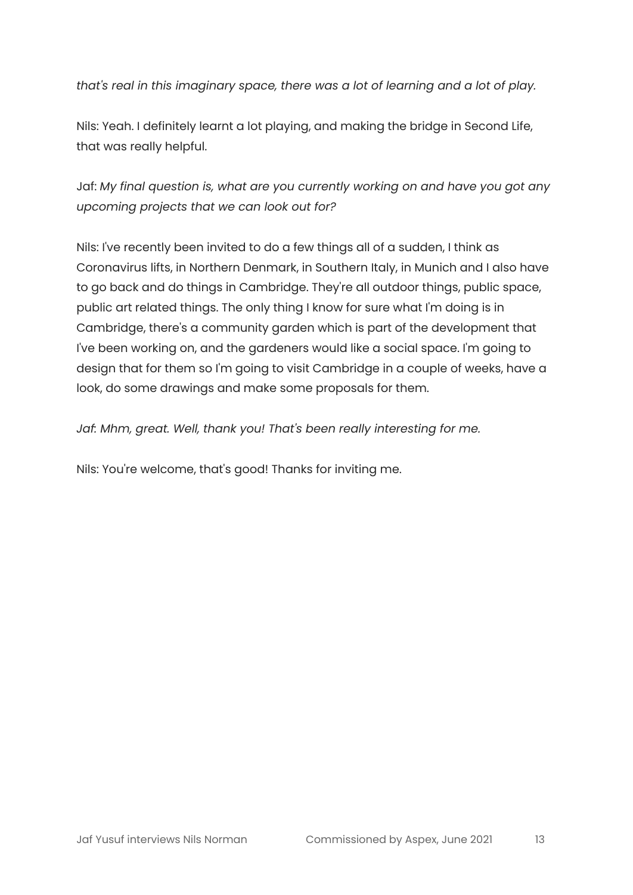*that's real in this imaginary space, there was a lot of learning and a lot of play.*

Nils: Yeah. I definitely learnt a lot playing, and making the bridge in Second Life, that was really helpful.

Jaf: *My final question is, what are you currently working on and have you got any upcoming projects that we can look out for?*

Nils: I've recently been invited to do a few things all of a sudden, I think as Coronavirus lifts, in Northern Denmark, in Southern Italy, in Munich and I also have to go back and do things in Cambridge. They're all outdoor things, public space, public art related things. The only thing I know for sure what I'm doing is in Cambridge, there's a community garden which is part of the development that I've been working on, and the gardeners would like a social space. I'm going to design that for them so I'm going to visit Cambridge in a couple of weeks, have a look, do some drawings and make some proposals for them.

*Jaf: Mhm, great. Well, thank you! That's been really interesting for me.*

Nils: You're welcome, that's good! Thanks for inviting me.